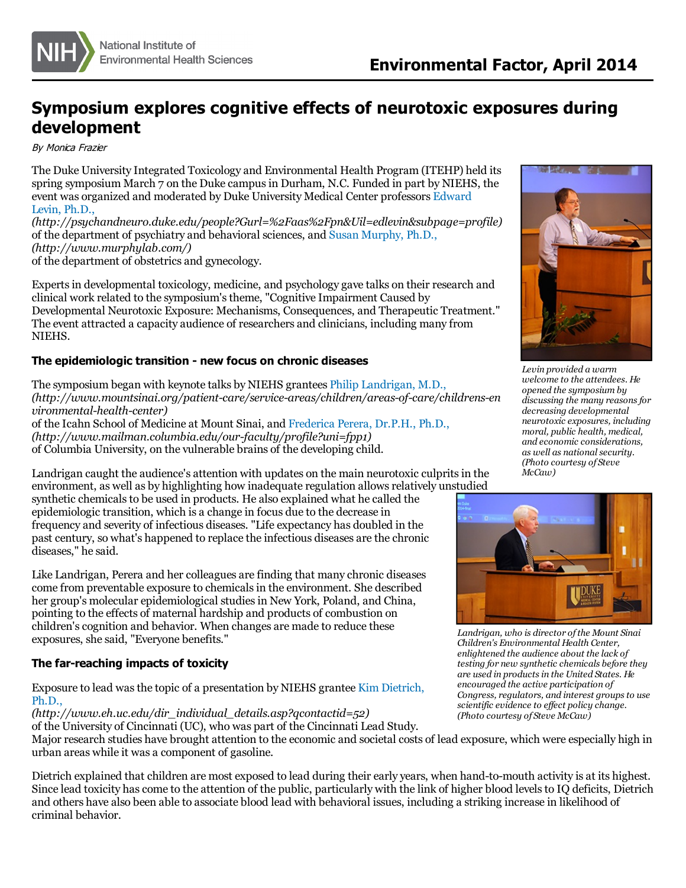Environmental Factor, April 2014

# Symposium explores cognitive effects of neurotoxic exposures during development

*By Monica Frazier*

The Duke University Integrated Toxicology and Environmental Health Program (ITEHP) held its spring symposium March 7 on the Duke campus in Durham, N.C. Funded in part by NIEHS, the event was organized and moderated by Duke University Medical Center professors Edward Levin, Ph.D., *(http://psychandneuro.duke.edu/people?Gurl=%2Faas%2Fpn&Uil=edlevin&subpage=profile)* of the department of psychiatry and behavioral sciences, and Susan Murphy, Ph.D., *(http://www.murphylab.com/)* of the department of obstetrics and gynecology.

Experts in developmental toxicology, medicine, and psychology gave talks on their research and clinical work related to the symposium's theme, "Cognitive Impairment Caused by Developmental Neurotoxic Exposure: Mechanisms, Consequences, and Therapeutic Treatment." The event attracted a capacity audience of researchers and clinicians, including many from NIEHS.

*Levin provided a warm welcome to the attendees. He opened the symposium by discussing the many reasons for decreasing developmental neurotoxic exposures, including moral, public health, medical, and economic considerations, as well as national security. (Photo courtesy of Steve McCaw)*

### The epidemiologic transition - new focus on chronic diseases

The symposium began with keynote talks by NIEHS grantees Philip Landrigan, M.D., *(http://www.mountsinai.org/patient-care/service-areas/children/areas-of-care/childrens-environmental-health-center)* of the Icahn School of Medicine at Mount Sinai, and Frederica Perera, Dr.P.H., Ph.D., *(http://www.mailman.columbia.edu/our-faculty/profile?uni=fpp1)* of Columbia University, on the vulnerable brains of the developing child.

Landrigan caught the audience's attention with updates on the main neurotoxic culprits in the environment, as well as by highlighting how inadequate regulation allows relatively unstudied synthetic chemicals to be used in products. He also explained what he called the epidemiologic transition, which is a change in focus due to the decrease in frequency and severity of infectious diseases. "Life expectancy has doubled in the past century, so what's happened to replace the infectious diseases are the chronic diseases," he said.

Like Landrigan, Perera and her colleagues are finding that many chronic diseases come from preventable exposure to chemicals in the environment. She described her group's molecular epidemiological studies in New York, Poland, and China, pointing to the effects of maternal hardship and products of combustion on children's cognition and behavior. When changes are made to reduce these exposures, she said, "Everyone benefits."

*Landrigan, who is director of the Mount Sinai Children's Environmental Health Center, enlightened the audience about the lack of testing for new synthetic chemicals before they are used in products in the United States. He encouraged the active participation of Congress, regulators, and interest groups to use scientific evidence to effect policy change. (Photo courtesy of Steve McCaw)*

### The far-reaching impacts of toxicity

Exposure to lead was the topic of a presentation by NIEHS grantee Kim Dietrich, Ph.D., *(http://www.eh.uc.edu/dir_individual_details.asp?qcontactid=52)* of the University of Cincinnati (UC), who was part of the Cincinnati Lead Study. Major research studies have brought attention to the economic and societal costs of lead exposure, which were especially high in urban areas while it was a component of gasoline.

Dietrich explained that children are most exposed to lead during their early years, when hand-to-mouth activity is at its highest. Since lead toxicity has come to the attention of the public, particularly with the link of higher blood levels to IQ deficits, Dietrich and others have also been able to associate blood lead with behavioral issues, including a striking increase in likelihood of criminal behavior.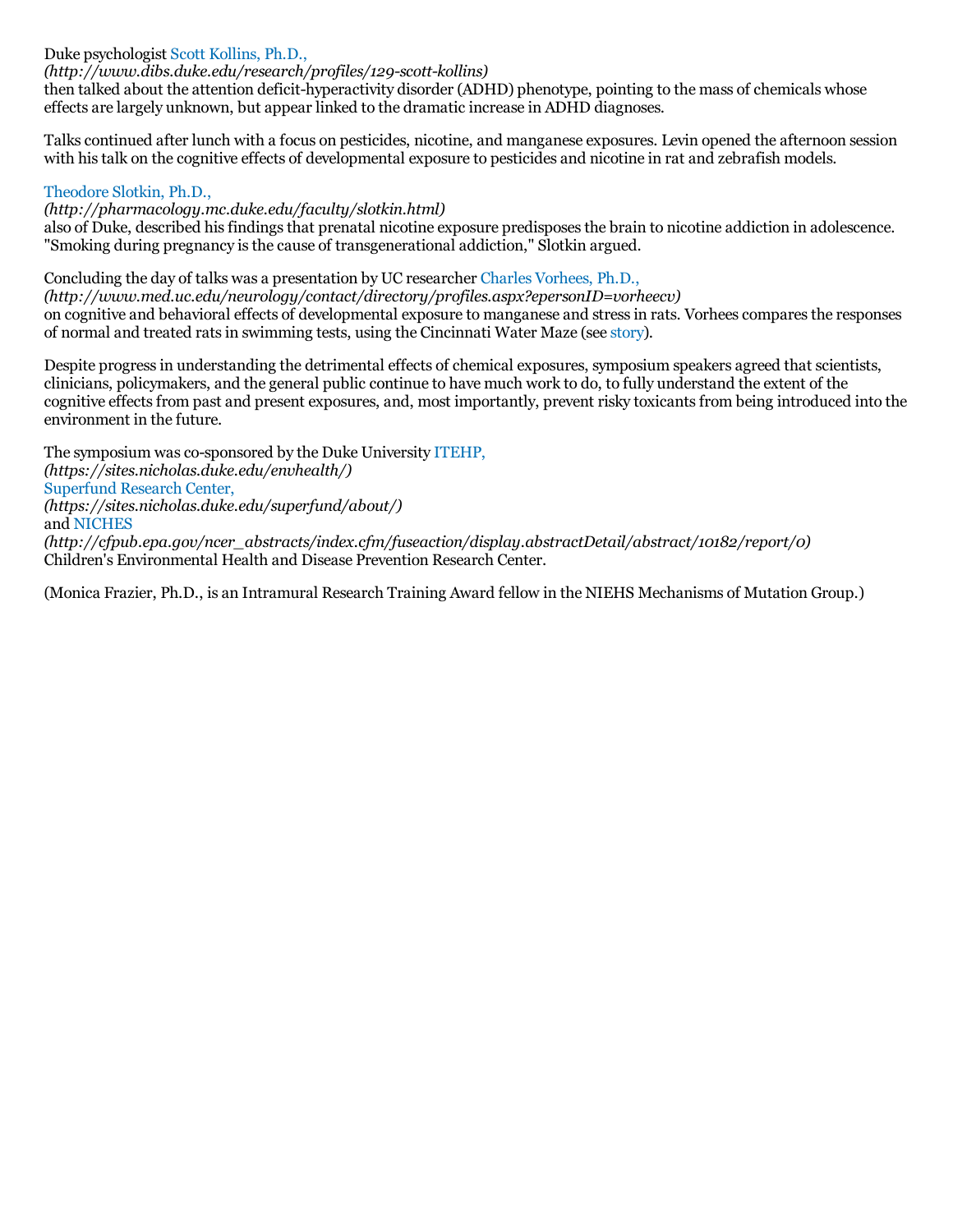Duke psychologist Scott Kollins, Ph.D.,
*(http://www.dibs.duke.edu/research/profiles/129-scott-kollins)*
then talked about the attention deficit-hyperactivity disorder (ADHD) phenotype, pointing to the mass of chemicals whose effects are largely unknown, but appear linked to the dramatic increase in ADHD diagnoses.

Talks continued after lunch with a focus on pesticides, nicotine, and manganese exposures. Levin opened the afternoon session with his talk on the cognitive effects of developmental exposure to pesticides and nicotine in rat and zebrafish models.

Theodore Slotkin, Ph.D.,
*(http://pharmacology.mc.duke.edu/faculty/slotkin.html)*
also of Duke, described his findings that prenatal nicotine exposure predisposes the brain to nicotine addiction in adolescence. "Smoking during pregnancy is the cause of transgenerational addiction," Slotkin argued.

Concluding the day of talks was a presentation by UC researcher Charles Vorhees, Ph.D.,
*(http://www.med.uc.edu/neurology/contact/directory/profiles.aspx?epersonID=vorheecv)*
on cognitive and behavioral effects of developmental exposure to manganese and stress in rats. Vorhees compares the responses of normal and treated rats in swimming tests, using the Cincinnati Water Maze (see story).

Despite progress in understanding the detrimental effects of chemical exposures, symposium speakers agreed that scientists, clinicians, policymakers, and the general public continue to have much work to do, to fully understand the extent of the cognitive effects from past and present exposures, and, most importantly, prevent risky toxicants from being introduced into the environment in the future.

The symposium was co-sponsored by the Duke University ITEHP,
*(https://sites.nicholas.duke.edu/envhealth/)*
Superfund Research Center,
*(https://sites.nicholas.duke.edu/superfund/about/)*
and NICHES
*(http://cfpub.epa.gov/ncer_abstracts/index.cfm/fuseaction/display.abstractDetail/abstract/10182/report/0)*
Children's Environmental Health and Disease Prevention Research Center.

(Monica Frazier, Ph.D., is an Intramural Research Training Award fellow in the NIEHS Mechanisms of Mutation Group.)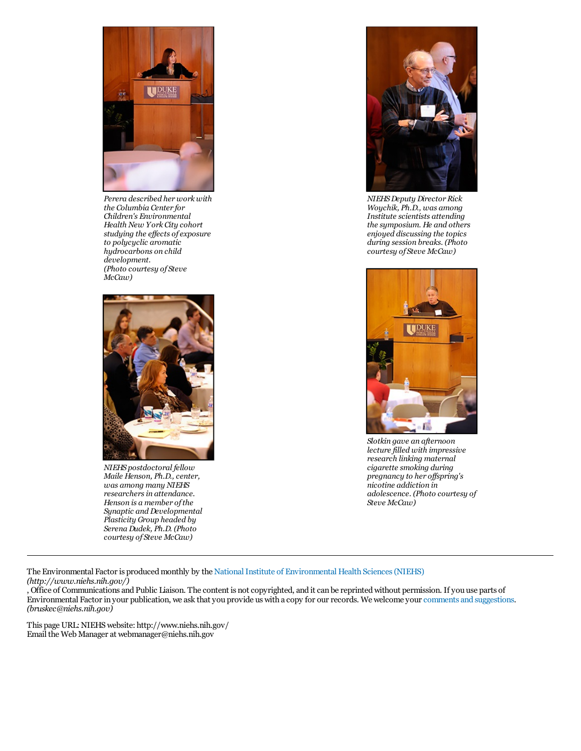*Perera described her work with the Columbia Center for Children's Environmental Health New York City cohort studying the effects of exposure to polycyclic aromatic hydrocarbons on child development. (Photo courtesy of Steve McCaw)*

*NIEHS Deputy Director Rick Woychik, Ph.D., was among Institute scientists attending the symposium. He and others enjoyed discussing the topics during session breaks. (Photo courtesy of Steve McCaw)*

*NIEHS postdoctoral fellow Maile Henson, Ph.D., center, was among many NIEHS researchers in attendance. Henson is a member of the Synaptic and Developmental Plasticity Group headed by Serena Dudek, Ph.D. (Photo courtesy of Steve McCaw)*

*Slotkin gave an afternoon lecture filled with impressive research linking maternal cigarette smoking during pregnancy to her offspring's nicotine addiction in adolescence. (Photo courtesy of Steve McCaw)*

---

The Environmental Factor is produced monthly by the National Institute of Environmental Health Sciences (NIEHS) *(http://www.niehs.nih.gov/)*
, Office of Communications and Public Liaison. The content is not copyrighted, and it can be reprinted without permission. If you use parts of Environmental Factor in your publication, we ask that you provide us with a copy for our records. We welcome your comments and suggestions. *(bruskec@niehs.nih.gov)*

This page URL: NIEHS website: http://www.niehs.nih.gov/
Email the Web Manager at webmanager@niehs.nih.gov